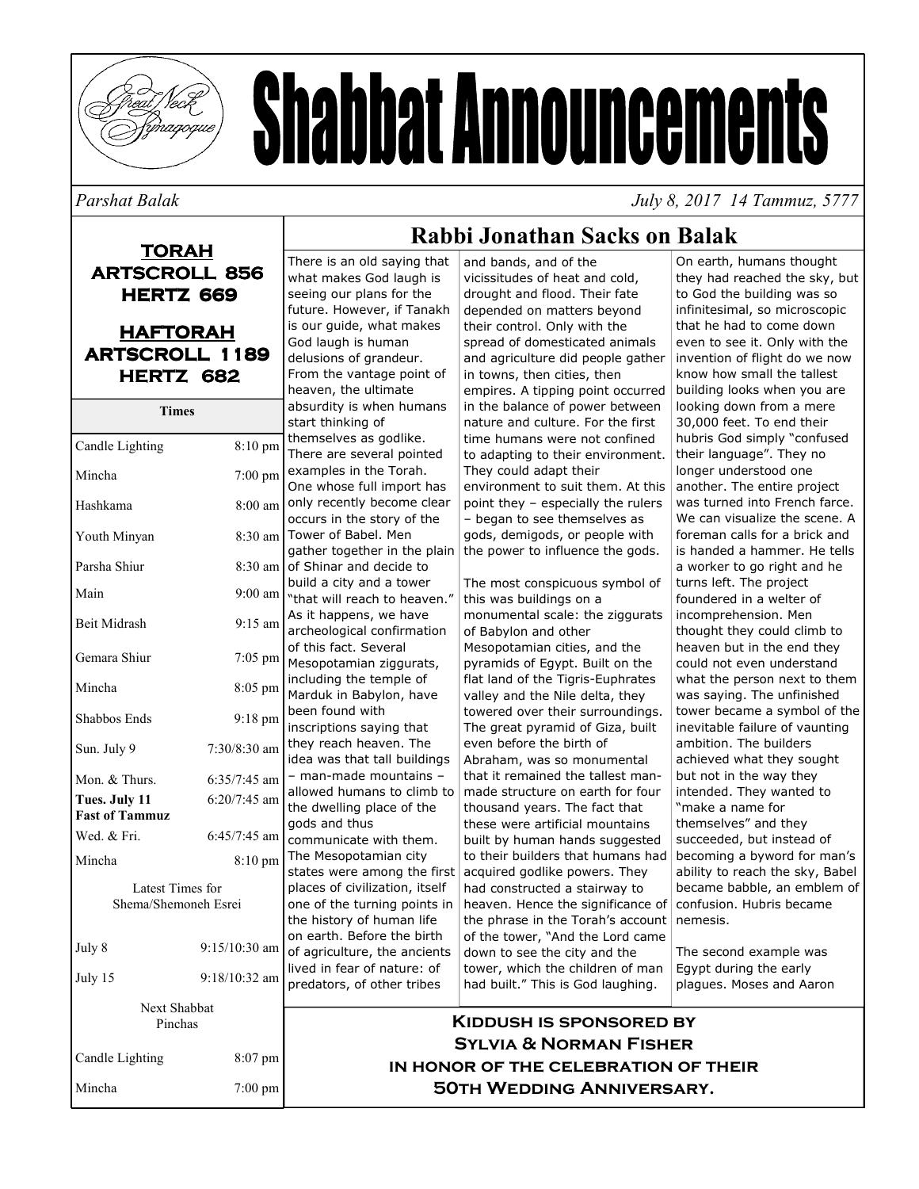# Shabbat Announcements

*Parshat Balak* *July 8, 2017 14 Tammuz, 5777*

**TORAH**
**ARTSCROLL 856**
**HERTZ 669**

**HAFTORAH**
**ARTSCROLL 1189**
**HERTZ 682**

| Times | |
|---|---|
| Candle Lighting | 8:10 pm |
| Mincha | 7:00 pm |
| Hashkama | 8:00 am |
| Youth Minyan | 8:30 am |
| Parsha Shiur | 8:30 am |
| Main | 9:00 am |
| Beit Midrash | 9:15 am |
| Gemara Shiur | 7:05 pm |
| Mincha | 8:05 pm |
| Shabbos Ends | 9:18 pm |
| Sun. July 9 | 7:30/8:30 am |
| Mon. & Thurs. | 6:35/7:45 am |
| **Tues. July 11 Fast of Tammuz** | 6:20/7:45 am |
| Wed. & Fri. | 6:45/7:45 am |
| Mincha | 8:10 pm |
| Latest Times for Shema/Shemoneh Esrei | |
| July 8 | 9:15/10:30 am |
| July 15 | 9:18/10:32 am |
| Next Shabbat Pinchas | |
| Candle Lighting | 8:07 pm |
| Mincha | 7:00 pm |

## Rabbi Jonathan Sacks on Balak

There is an old saying that what makes God laugh is seeing our plans for the future. However, if Tanakh is our guide, what makes God laugh is human delusions of grandeur. From the vantage point of heaven, the ultimate absurdity is when humans start thinking of themselves as godlike. There are several pointed examples in the Torah. One whose full import has only recently become clear occurs in the story of the Tower of Babel. Men gather together in the plain of Shinar and decide to build a city and a tower "that will reach to heaven." As it happens, we have archeological confirmation of this fact. Several Mesopotamian ziggurats, including the temple of Marduk in Babylon, have been found with inscriptions saying that they reach heaven. The idea was that tall buildings – man-made mountains – allowed humans to climb to the dwelling place of the gods and thus communicate with them. The Mesopotamian city states were among the first places of civilization, itself one of the turning points in the history of human life on earth. Before the birth of agriculture, the ancients lived in fear of nature: of predators, of other tribes and bands, and of the vicissitudes of heat and cold, drought and flood. Their fate depended on matters beyond their control. Only with the spread of domesticated animals and agriculture did people gather in towns, then cities, then empires. A tipping point occurred in the balance of power between nature and culture. For the first time humans were not confined to adapting to their environment. They could adapt their environment to suit them. At this point they – especially the rulers – began to see themselves as gods, demigods, or people with the power to influence the gods.

The most conspicuous symbol of this was buildings on a monumental scale: the ziggurats of Babylon and other Mesopotamian cities, and the pyramids of Egypt. Built on the flat land of the Tigris-Euphrates valley and the Nile delta, they towered over their surroundings. The great pyramid of Giza, built even before the birth of Abraham, was so monumental that it remained the tallest man-made structure on earth for four thousand years. The fact that these were artificial mountains built by human hands suggested to their builders that humans had acquired godlike powers. They had constructed a stairway to heaven. Hence the significance of the phrase in the Torah's account of the tower, "And the Lord came down to see the city and the tower, which the children of man had built." This is God laughing. On earth, humans thought they had reached the sky, but to God the building was so infinitesimal, so microscopic that he had to come down even to see it. Only with the invention of flight do we now know how small the tallest building looks when you are looking down from a mere 30,000 feet. To end their hubris God simply "confused their language". They no longer understood one another. The entire project was turned into French farce. We can visualize the scene. A foreman calls for a brick and is handed a hammer. He tells a worker to go right and he turns left. The project foundered in a welter of incomprehension. Men thought they could climb to heaven but in the end they could not even understand what the person next to them was saying. The unfinished tower became a symbol of the inevitable failure of vaunting ambition. The builders achieved what they sought but not in the way they intended. They wanted to "make a name for themselves" and they succeeded, but instead of becoming a byword for man's ability to reach the sky, Babel became babble, an emblem of confusion. Hubris became nemesis.

The second example was Egypt during the early plagues. Moses and Aaron

**KIDDUSH IS SPONSORED BY**
**SYLVIA & NORMAN FISHER**
**IN HONOR OF THE CELEBRATION OF THEIR**
**50TH WEDDING ANNIVERSARY.**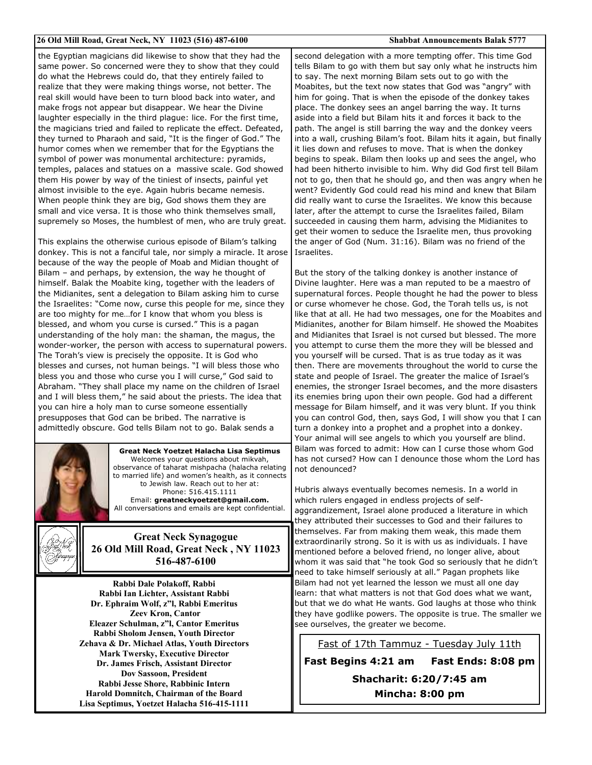the Egyptian magicians did likewise to show that they had the same power. So concerned were they to show that they could do what the Hebrews could do, that they entirely failed to realize that they were making things worse, not better. The real skill would have been to turn blood back into water, and make frogs not appear but disappear. We hear the Divine laughter especially in the third plague: lice. For the first time, the magicians tried and failed to replicate the effect. Defeated, they turned to Pharaoh and said, "It is the finger of God." The humor comes when we remember that for the Egyptians the symbol of power was monumental architecture: pyramids, temples, palaces and statues on a massive scale. God showed them His power by way of the tiniest of insects, painful yet almost invisible to the eye. Again hubris became nemesis. When people think they are big, God shows them they are small and vice versa. It is those who think themselves small, supremely so Moses, the humblest of men, who are truly great.

This explains the otherwise curious episode of Bilam's talking donkey. This is not a fanciful tale, nor simply a miracle. It arose because of the way the people of Moab and Midian thought of Bilam – and perhaps, by extension, the way he thought of himself. Balak the Moabite king, together with the leaders of the Midianites, sent a delegation to Bilam asking him to curse the Israelites: "Come now, curse this people for me, since they are too mighty for me…for I know that whom you bless is blessed, and whom you curse is cursed." This is a pagan understanding of the holy man: the shaman, the magus, the wonder-worker, the person with access to supernatural powers. The Torah's view is precisely the opposite. It is God who blesses and curses, not human beings. "I will bless those who bless you and those who curse you I will curse," God said to Abraham. "They shall place my name on the children of Israel and I will bless them," he said about the priests. The idea that you can hire a holy man to curse someone essentially presupposes that God can be bribed. The narrative is admittedly obscure. God tells Bilam not to go. Balak sends a second delegation with a more tempting offer. This time God tells Bilam to go with them but say only what he instructs him to say. The next morning Bilam sets out to go with the Moabites, but the text now states that God was "angry" with him for going. That is when the episode of the donkey takes place. The donkey sees an angel barring the way. It turns aside into a field but Bilam hits it and forces it back to the path. The angel is still barring the way and the donkey veers into a wall, crushing Bilam's foot. Bilam hits it again, but finally it lies down and refuses to move. That is when the donkey begins to speak. Bilam then looks up and sees the angel, who had been hitherto invisible to him. Why did God first tell Bilam not to go, then that he should go, and then was angry when he went? Evidently God could read his mind and knew that Bilam did really want to curse the Israelites. We know this because later, after the attempt to curse the Israelites failed, Bilam succeeded in causing them harm, advising the Midianites to get their women to seduce the Israelite men, thus provoking the anger of God (Num. 31:16). Bilam was no friend of the Israelites.

But the story of the talking donkey is another instance of Divine laughter. Here was a man reputed to be a maestro of supernatural forces. People thought he had the power to bless or curse whomever he chose. God, the Torah tells us, is not like that at all. He had two messages, one for the Moabites and Midianites, another for Bilam himself. He showed the Moabites and Midianites that Israel is not cursed but blessed. The more you attempt to curse them the more they will be blessed and you yourself will be cursed. That is as true today as it was then. There are movements throughout the world to curse the state and people of Israel. The greater the malice of Israel's enemies, the stronger Israel becomes, and the more disasters its enemies bring upon their own people. God had a different message for Bilam himself, and it was very blunt. If you think you can control God, then, says God, I will show you that I can turn a donkey into a prophet and a prophet into a donkey. Your animal will see angels to which you yourself are blind. Bilam was forced to admit: How can I curse those whom God has not cursed? How can I denounce those whom the Lord has not denounced?

Hubris always eventually becomes nemesis. In a world in which rulers engaged in endless projects of self-aggrandizement, Israel alone produced a literature in which they attributed their successes to God and their failures to themselves. Far from making them weak, this made them extraordinarily strong. So it is with us as individuals. I have mentioned before a beloved friend, no longer alive, about whom it was said that "he took God so seriously that he didn't need to take himself seriously at all." Pagan prophets like Bilam had not yet learned the lesson we must all one day learn: that what matters is not that God does what we want, but that we do what He wants. God laughs at those who think they have godlike powers. The opposite is true. The smaller we see ourselves, the greater we become.

**Great Neck Yoetzet Halacha Lisa Septimus**
Welcomes your questions about mikvah, observance of taharat mishpacha (halacha relating to married life) and women's health, as it connects to Jewish law. Reach out to her at:
Phone: 516.415.1111
Email: **greatneckyoetzet@gmail.com.**
All conversations and emails are kept confidential.

**Great Neck Synagogue**
**26 Old Mill Road, Great Neck , NY 11023**
**516-487-6100**

**Rabbi Dale Polakoff, Rabbi**
**Rabbi Ian Lichter, Assistant Rabbi**
**Dr. Ephraim Wolf, z"l, Rabbi Emeritus**
**Zeev Kron, Cantor**
**Eleazer Schulman, z"l, Cantor Emeritus**
**Rabbi Sholom Jensen, Youth Director**
**Zehava & Dr. Michael Atlas, Youth Directors**
**Mark Twersky, Executive Director**
**Dr. James Frisch, Assistant Director**
**Dov Sassoon, President**
**Rabbi Jesse Shore, Rabbinic Intern**
**Harold Domnitch, Chairman of the Board**
**Lisa Septimus, Yoetzet Halacha 516-415-1111**

Fast of 17th Tammuz - Tuesday July 11th

**Fast Begins 4:21 am Fast Ends: 8:08 pm**

**Shacharit: 6:20/7:45 am**

**Mincha: 8:00 pm**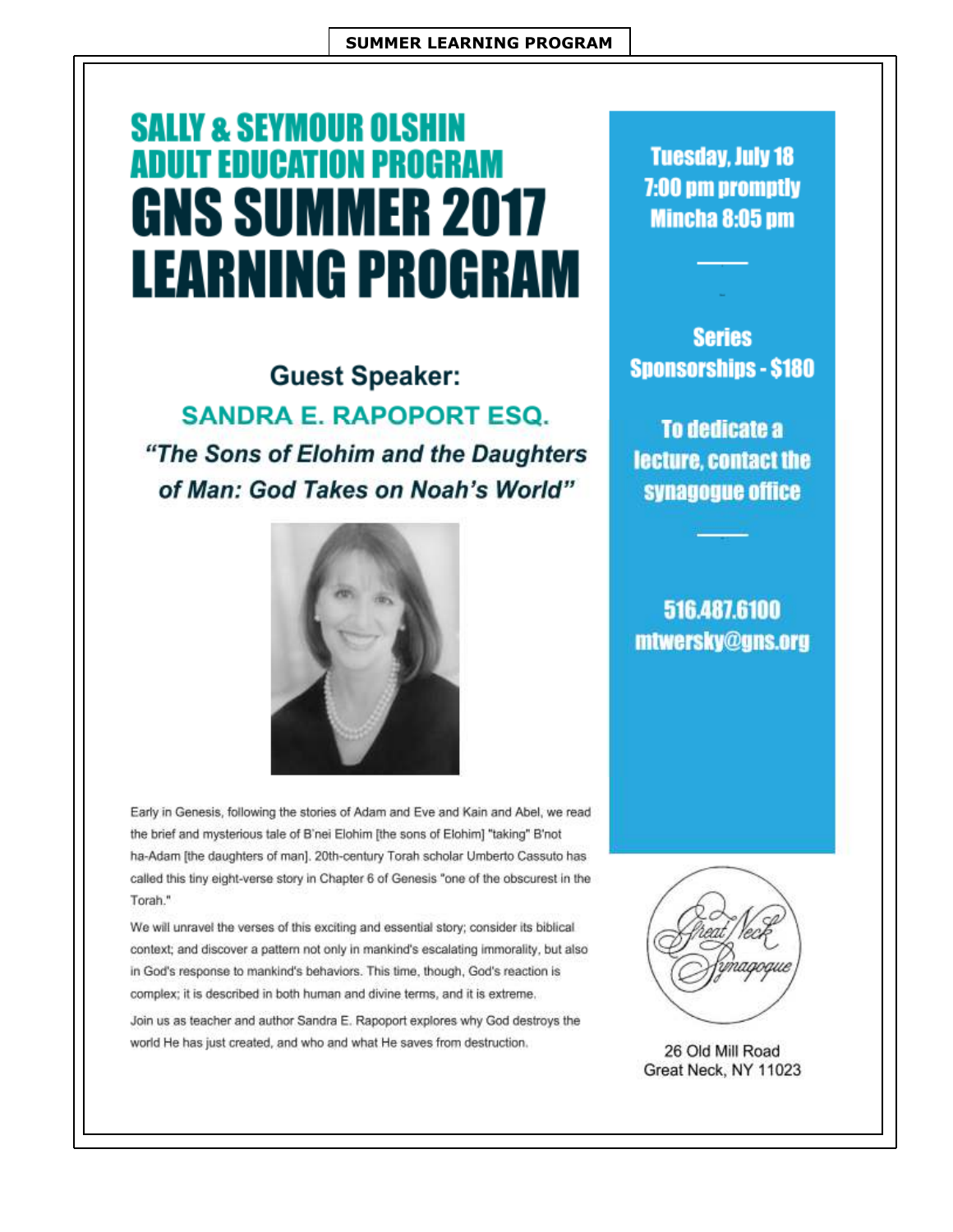# SUMMER LEARNING PROGRAM

## SALLY & SEYMOUR OLSHIN ADULT EDUCATION PROGRAM

# GNS SUMMER 2017 LEARNING PROGRAM

### Guest Speaker:

### SANDRA E. RAPOPORT ESQ.

***"The Sons of Elohim and the Daughters of Man: God Takes on Noah's World"***

Early in Genesis, following the stories of Adam and Eve and Kain and Abel, we read the brief and mysterious tale of B'nei Elohim [the sons of Elohim] "taking" B'not ha-Adam [the daughters of man]. 20th-century Torah scholar Umberto Cassuto has called this tiny eight-verse story in Chapter 6 of Genesis "one of the obscurest in the Torah."

We will unravel the verses of this exciting and essential story; consider its biblical context; and discover a pattern not only in mankind's escalating immorality, but also in God's response to mankind's behaviors. This time, though, God's reaction is complex; it is described in both human and divine terms, and it is extreme.

Join us as teacher and author Sandra E. Rapoport explores why God destroys the world He has just created, and who and what He saves from destruction.

**Tuesday, July 18**
**7:00 pm promptly**
**Mincha 8:05 pm**

**Series Sponsorships - $180**

**To dedicate a lecture, contact the synagogue office**

**516.487.6100**
**mtwersky@gns.org**

Great Neck Synagogue

26 Old Mill Road
Great Neck, NY 11023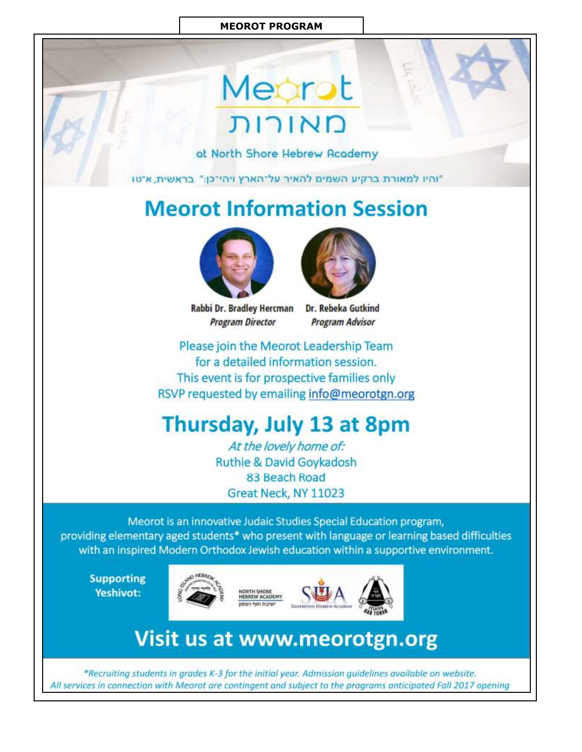**MEOROT PROGRAM**

# Meorot
# מאורות

at North Shore Hebrew Academy

"והיו למאורת ברקיע השמים להאיר על־הארץ ויהי־כן:" בראשית, א"טו

## Meorot Information Session

**Rabbi Dr. Bradley Hercman**
***Program Director***

**Dr. Rebeka Gutkind**
***Program Advisor***

Please join the Meorot Leadership Team
for a detailed information session.
This event is for prospective families only
RSVP requested by emailing info@meorotgn.org

## Thursday, July 13 at 8pm

*At the lovely home of:*
Ruthie & David Goykadosh
83 Beach Road
Great Neck, NY 11023

Meorot is an innovative Judaic Studies Special Education program, providing elementary aged students* who present with language or learning based difficulties with an inspired Modern Orthodox Jewish education within a supportive environment.

**Supporting Yeshivot:**

Long Island Hebrew Academy · North Shore Hebrew Academy · Silverstein Hebrew Academy · Yeshiva Har Torah

## Visit us at www.meorotgn.org

*\*Recruiting students in grades K-3 for the initial year. Admission guidelines available on website.*
*All services in connection with Meorot are contingent and subject to the programs anticipated Fall 2017 opening*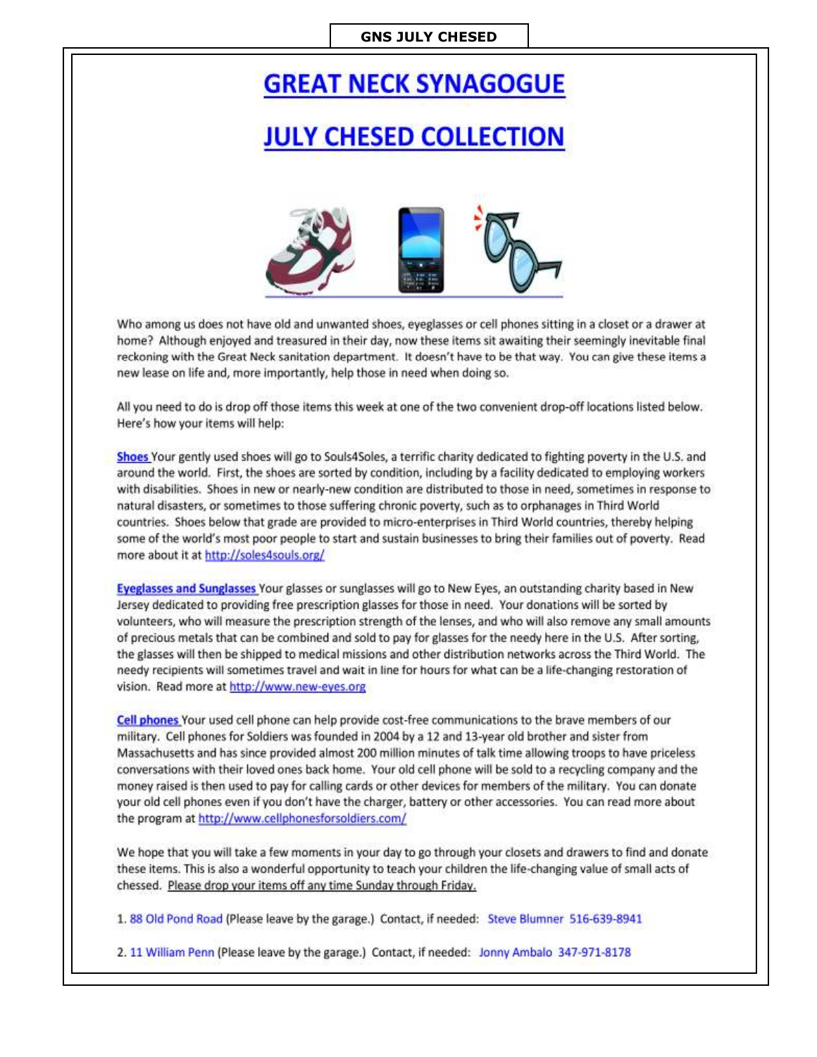GNS JULY CHESED

# GREAT NECK SYNAGOGUE

# JULY CHESED COLLECTION

Who among us does not have old and unwanted shoes, eyeglasses or cell phones sitting in a closet or a drawer at home? Although enjoyed and treasured in their day, now these items sit awaiting their seemingly inevitable final reckoning with the Great Neck sanitation department. It doesn't have to be that way. You can give these items a new lease on life and, more importantly, help those in need when doing so.

All you need to do is drop off those items this week at one of the two convenient drop-off locations listed below. Here's how your items will help:

**Shoes** Your gently used shoes will go to Souls4Soles, a terrific charity dedicated to fighting poverty in the U.S. and around the world. First, the shoes are sorted by condition, including by a facility dedicated to employing workers with disabilities. Shoes in new or nearly-new condition are distributed to those in need, sometimes in response to natural disasters, or sometimes to those suffering chronic poverty, such as to orphanages in Third World countries. Shoes below that grade are provided to micro-enterprises in Third World countries, thereby helping some of the world's most poor people to start and sustain businesses to bring their families out of poverty. Read more about it at http://soles4souls.org/

**Eyeglasses and Sunglasses** Your glasses or sunglasses will go to New Eyes, an outstanding charity based in New Jersey dedicated to providing free prescription glasses for those in need. Your donations will be sorted by volunteers, who will measure the prescription strength of the lenses, and who will also remove any small amounts of precious metals that can be combined and sold to pay for glasses for the needy here in the U.S. After sorting, the glasses will then be shipped to medical missions and other distribution networks across the Third World. The needy recipients will sometimes travel and wait in line for hours for what can be a life-changing restoration of vision. Read more at http://www.new-eyes.org

**Cell phones** Your used cell phone can help provide cost-free communications to the brave members of our military. Cell phones for Soldiers was founded in 2004 by a 12 and 13-year old brother and sister from Massachusetts and has since provided almost 200 million minutes of talk time allowing troops to have priceless conversations with their loved ones back home. Your old cell phone will be sold to a recycling company and the money raised is then used to pay for calling cards or other devices for members of the military. You can donate your old cell phones even if you don't have the charger, battery or other accessories. You can read more about the program at http://www.cellphonesforsoldiers.com/

We hope that you will take a few moments in your day to go through your closets and drawers to find and donate these items. This is also a wonderful opportunity to teach your children the life-changing value of small acts of chessed. Please drop your items off any time Sunday through Friday.

1. 88 Old Pond Road (Please leave by the garage.) Contact, if needed: Steve Blumner 516-639-8941

2. 11 William Penn (Please leave by the garage.) Contact, if needed: Jonny Ambalo 347-971-8178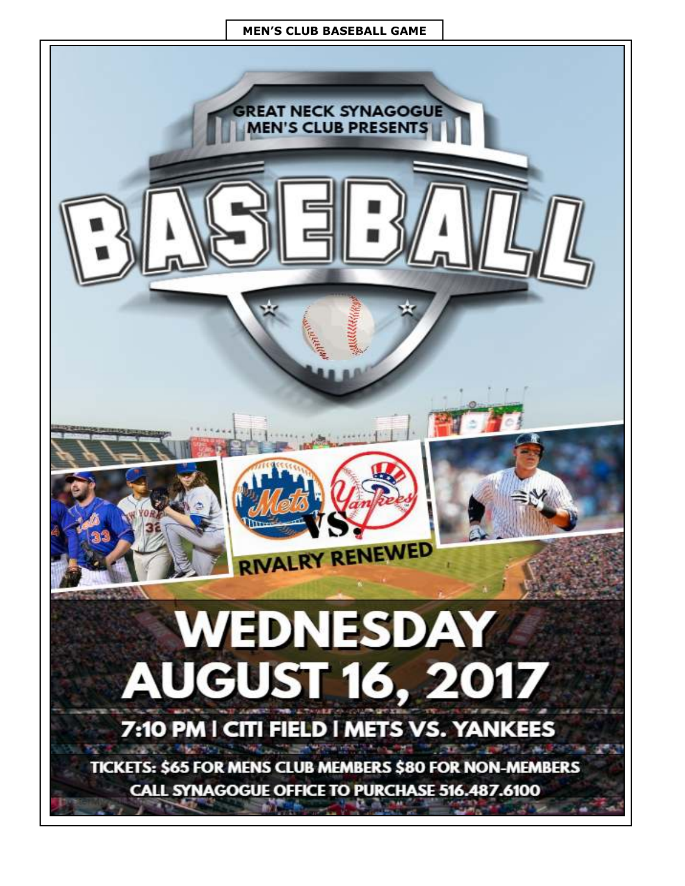**MEN'S CLUB BASEBALL GAME**

GREAT NECK SYNAGOGUE MEN'S CLUB PRESENTS

# BASEBALL

Mets VS. Yankees

RIVALRY RENEWED

# WEDNESDAY AUGUST 16, 2017

## 7:10 PM | CITI FIELD | METS VS. YANKEES

TICKETS: $65 FOR MENS CLUB MEMBERS $80 FOR NON-MEMBERS

CALL SYNAGOGUE OFFICE TO PURCHASE 516.487.6100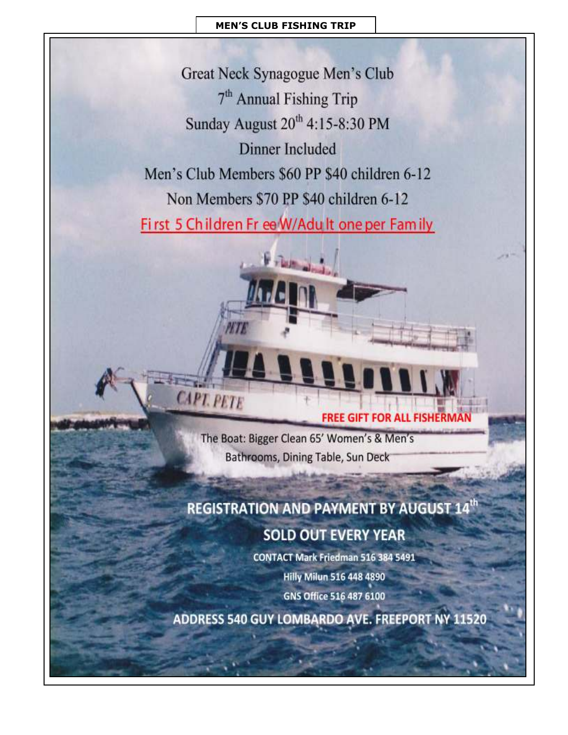**MEN'S CLUB FISHING TRIP**

Great Neck Synagogue Men's Club

7th Annual Fishing Trip

Sunday August 20th 4:15-8:30 PM

Dinner Included

Men's Club Members $60 PP $40 children 6-12

Non Members $70 PP $40 children 6-12

First 5 Children Free W/Adult one per Family

FREE GIFT FOR ALL FISHERMAN

The Boat: Bigger Clean 65' Women's & Men's Bathrooms, Dining Table, Sun Deck

**REGISTRATION AND PAYMENT BY AUGUST 14th**

**SOLD OUT EVERY YEAR**

CONTACT Mark Friedman 516 384 5491

Hilly Milun 516 448 4890

GNS Office 516 487 6100

ADDRESS 540 GUY LOMBARDO AVE. FREEPORT NY 11520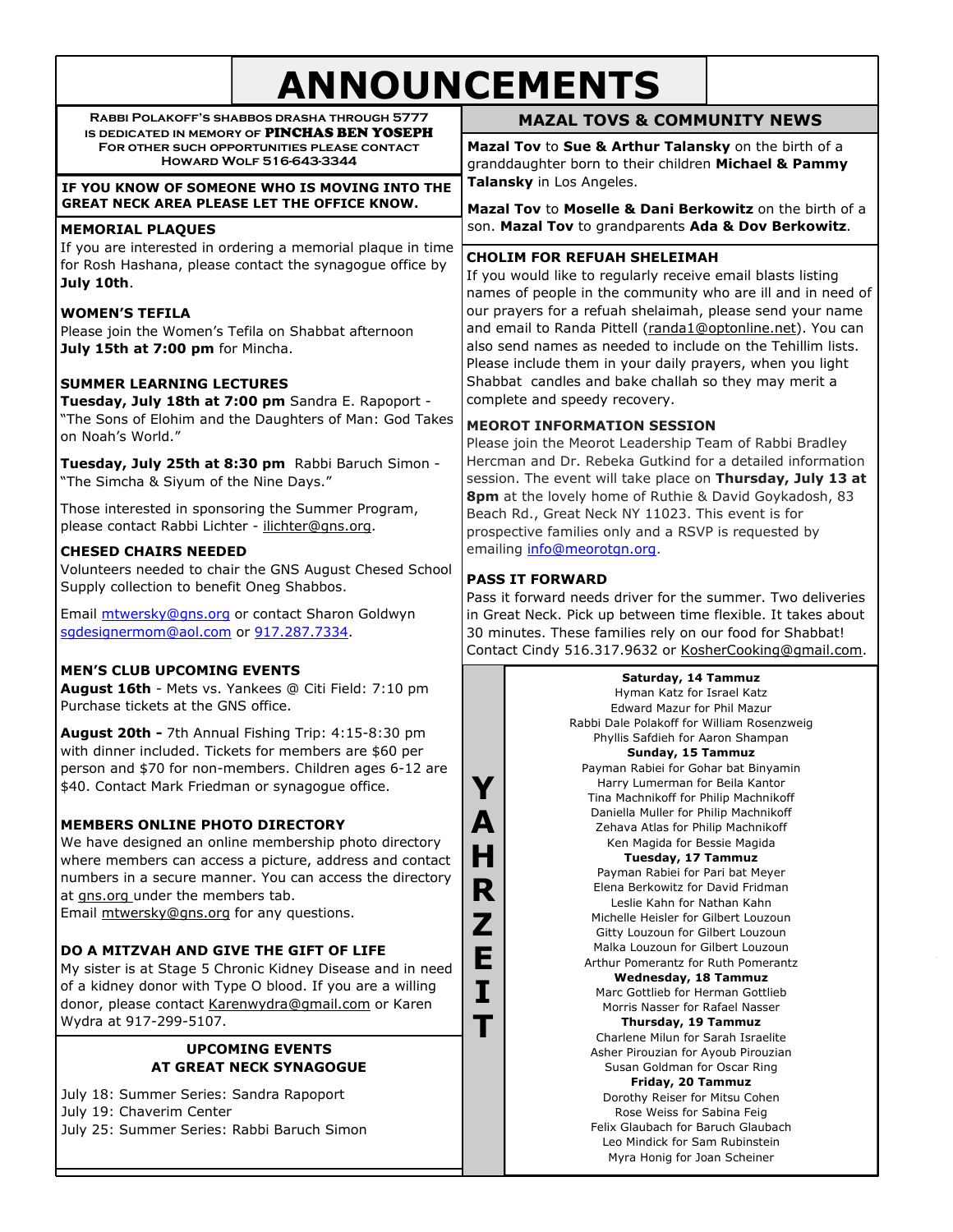# ANNOUNCEMENTS

**RABBI POLAKOFF'S SHABBOS DRASHA THROUGH 5777 IS DEDICATED IN MEMORY OF PINCHAS BEN YOSEPH**
**FOR OTHER SUCH OPPORTUNITIES PLEASE CONTACT HOWARD WOLF 516-643-3344**

**IF YOU KNOW OF SOMEONE WHO IS MOVING INTO THE GREAT NECK AREA PLEASE LET THE OFFICE KNOW.**

### MEMORIAL PLAQUES

If you are interested in ordering a memorial plaque in time for Rosh Hashana, please contact the synagogue office by **July 10th**.

### WOMEN'S TEFILA

Please join the Women's Tefila on Shabbat afternoon **July 15th at 7:00 pm** for Mincha.

### SUMMER LEARNING LECTURES

**Tuesday, July 18th at 7:00 pm** Sandra E. Rapoport - "The Sons of Elohim and the Daughters of Man: God Takes on Noah's World."

**Tuesday, July 25th at 8:30 pm** Rabbi Baruch Simon - "The Simcha & Siyum of the Nine Days."

Those interested in sponsoring the Summer Program, please contact Rabbi Lichter - ilichter@gns.org.

### CHESED CHAIRS NEEDED

Volunteers needed to chair the GNS August Chesed School Supply collection to benefit Oneg Shabbos.

Email mtwersky@gns.org or contact Sharon Goldwyn sgdesignermom@aol.com or 917.287.7334.

### MEN'S CLUB UPCOMING EVENTS

**August 16th** - Mets vs. Yankees @ Citi Field: 7:10 pm Purchase tickets at the GNS office.

**August 20th -** 7th Annual Fishing Trip: 4:15-8:30 pm with dinner included. Tickets for members are $60 per person and $70 for non-members. Children ages 6-12 are $40. Contact Mark Friedman or synagogue office.

### MEMBERS ONLINE PHOTO DIRECTORY

We have designed an online membership photo directory where members can access a picture, address and contact numbers in a secure manner. You can access the directory at gns.org under the members tab.
Email mtwersky@gns.org for any questions.

### DO A MITZVAH AND GIVE THE GIFT OF LIFE

My sister is at Stage 5 Chronic Kidney Disease and in need of a kidney donor with Type O blood. If you are a willing donor, please contact Karenwydra@gmail.com or Karen Wydra at 917-299-5107.

### UPCOMING EVENTS AT GREAT NECK SYNAGOGUE

July 18: Summer Series: Sandra Rapoport
July 19: Chaverim Center
July 25: Summer Series: Rabbi Baruch Simon

## MAZAL TOVS & COMMUNITY NEWS

**Mazal Tov** to **Sue & Arthur Talansky** on the birth of a granddaughter born to their children **Michael & Pammy Talansky** in Los Angeles.

**Mazal Tov** to **Moselle & Dani Berkowitz** on the birth of a son. **Mazal Tov** to grandparents **Ada & Dov Berkowitz**.

### CHOLIM FOR REFUAH SHELEIMAH

If you would like to regularly receive email blasts listing names of people in the community who are ill and in need of our prayers for a refuah shelaimah, please send your name and email to Randa Pittell (randa1@optonline.net). You can also send names as needed to include on the Tehillim lists. Please include them in your daily prayers, when you light Shabbat candles and bake challah so they may merit a complete and speedy recovery.

### MEOROT INFORMATION SESSION

Please join the Meorot Leadership Team of Rabbi Bradley Hercman and Dr. Rebeka Gutkind for a detailed information session. The event will take place on **Thursday, July 13 at 8pm** at the lovely home of Ruthie & David Goykadosh, 83 Beach Rd., Great Neck NY 11023. This event is for prospective families only and a RSVP is requested by emailing info@meorotgn.org.

### PASS IT FORWARD

Pass it forward needs driver for the summer. Two deliveries in Great Neck. Pick up between time flexible. It takes about 30 minutes. These families rely on our food for Shabbat! Contact Cindy 516.317.9632 or KosherCooking@gmail.com.

## YAHRZEIT

**Saturday, 14 Tammuz**
Hyman Katz for Israel Katz
Edward Mazur for Phil Mazur
Rabbi Dale Polakoff for William Rosenzweig
Phyllis Safdieh for Aaron Shampan

**Sunday, 15 Tammuz**
Payman Rabiei for Gohar bat Binyamin
Harry Lumerman for Beila Kantor
Tina Machnikoff for Philip Machnikoff
Daniella Muller for Philip Machnikoff
Zehava Atlas for Philip Machnikoff
Ken Magida for Bessie Magida

**Tuesday, 17 Tammuz**
Payman Rabiei for Pari bat Meyer
Elena Berkowitz for David Fridman
Leslie Kahn for Nathan Kahn
Michelle Heisler for Gilbert Louzoun
Gitty Louzoun for Gilbert Louzoun
Malka Louzoun for Gilbert Louzoun
Arthur Pomerantz for Ruth Pomerantz

**Wednesday, 18 Tammuz**
Marc Gottlieb for Herman Gottlieb
Morris Nasser for Rafael Nasser

**Thursday, 19 Tammuz**
Charlene Milun for Sarah Israelite
Asher Pirouzian for Ayoub Pirouzian
Susan Goldman for Oscar Ring

**Friday, 20 Tammuz**
Dorothy Reiser for Mitsu Cohen
Rose Weiss for Sabina Feig
Felix Glaubach for Baruch Glaubach
Leo Mindick for Sam Rubinstein
Myra Honig for Joan Scheiner